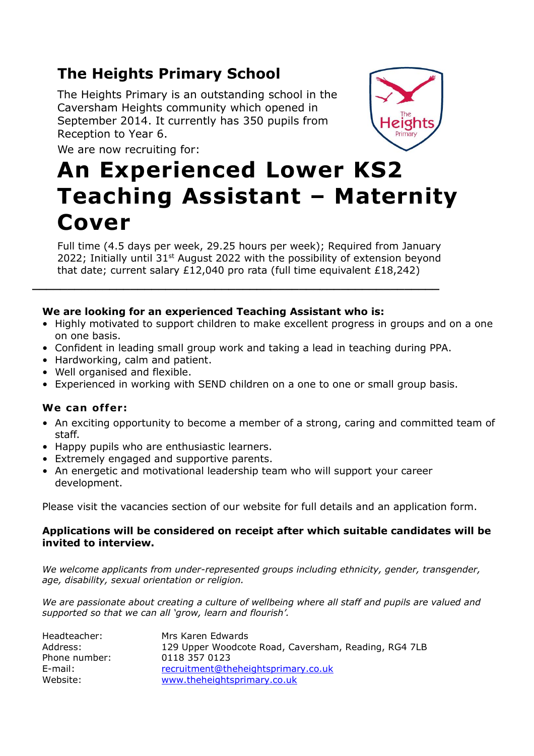# The Heights Primary School

The Heights Primary is an outstanding school in the Caversham Heights community which opened in September 2014. It currently has 350 pupils from Reception to Year 6.

We are now recruiting for:

# An Experienced Lower KS2 Teaching Assistant – Maternity Cover

Full time (4.5 days per week, 29.25 hours per week); Required from January 2022; Initially until 31st August 2022 with the possibility of extension beyond that date; current salary £12,040 pro rata (full time equivalent £18,242)

---

**We are looking for an experienced Teaching Assistant who is:**

- Highly motivated to support children to make excellent progress in groups and on a one on one basis.
- Confident in leading small group work and taking a lead in teaching during PPA.
- Hardworking, calm and patient.
- Well organised and flexible.
- Experienced in working with SEND children on a one to one or small group basis.

**We can offer:**

- An exciting opportunity to become a member of a strong, caring and committed team of staff.
- Happy pupils who are enthusiastic learners.
- Extremely engaged and supportive parents.
- An energetic and motivational leadership team who will support your career development.

Please visit the vacancies section of our website for full details and an application form.

**Applications will be considered on receipt after which suitable candidates will be invited to interview.**

*We welcome applicants from under-represented groups including ethnicity, gender, transgender, age, disability, sexual orientation or religion.*

*We are passionate about creating a culture of wellbeing where all staff and pupils are valued and supported so that we can all 'grow, learn and flourish'.*

| | |
|---|---|
| Headteacher: | Mrs Karen Edwards |
| Address: | 129 Upper Woodcote Road, Caversham, Reading, RG4 7LB |
| Phone number: | 0118 357 0123 |
| E-mail: | recruitment@theheightsprimary.co.uk |
| Website: | www.theheightsprimary.co.uk |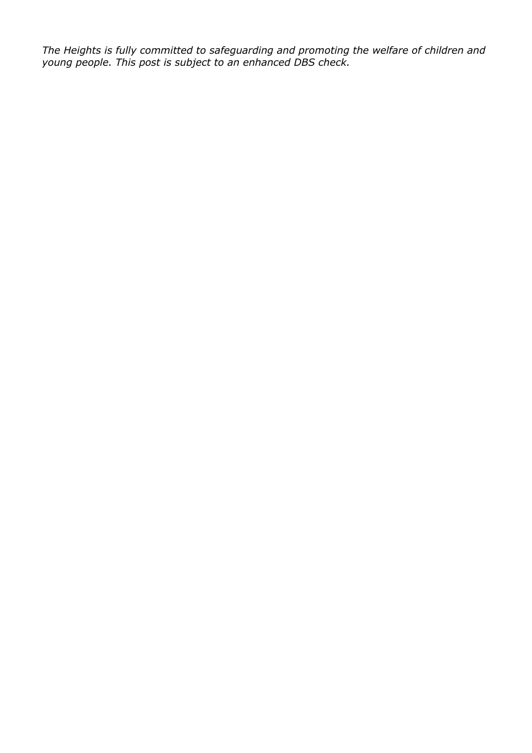*The Heights is fully committed to safeguarding and promoting the welfare of children and young people. This post is subject to an enhanced DBS check.*